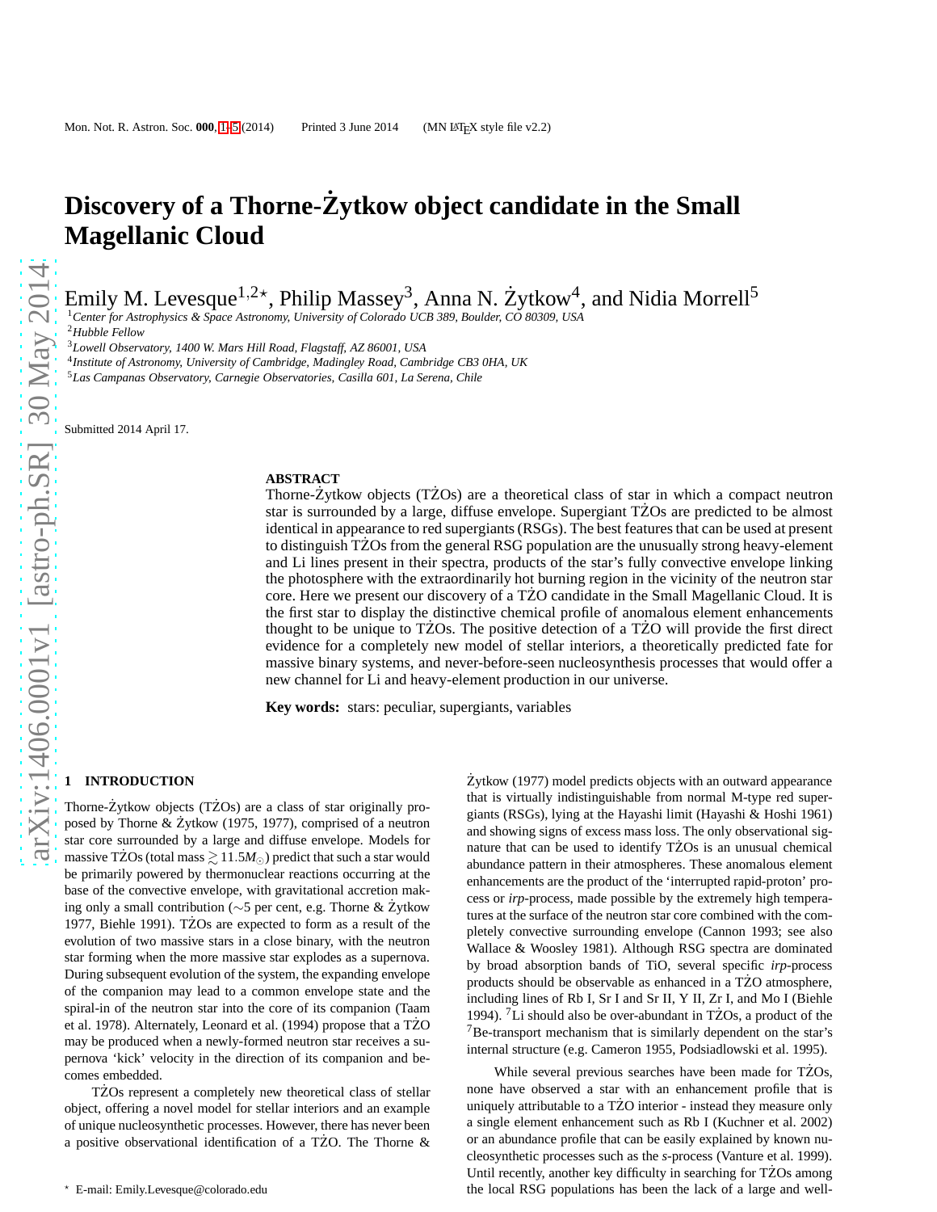# Discovery of a Thorne-Żytkow object candidate in the Small Magellanic Cloud

Emily M. Levesque[1,2⋆], Philip Massey[3], Anna N. Żytkow[4], and Nidia Morrell[5]

[1]*Center for Astrophysics & Space Astronomy, University of Colorado UCB 389, Boulder, CO 80309, USA*
[2]*Hubble Fellow*
[3]*Lowell Observatory, 1400 W. Mars Hill Road, Flagstaff, AZ 86001, USA*
[4]*Institute of Astronomy, University of Cambridge, Madingley Road, Cambridge CB3 0HA, UK*
[5]*Las Campanas Observatory, Carnegie Observatories, Casilla 601, La Serena, Chile*

Submitted 2014 April 17.

## ABSTRACT

Thorne-Żytkow objects (TŻOs) are a theoretical class of star in which a compact neutron star is surrounded by a large, diffuse envelope. Supergiant TŻOs are predicted to be almost identical in appearance to red supergiants (RSGs). The best features that can be used at present to distinguish TŻOs from the general RSG population are the unusually strong heavy-element and Li lines present in their spectra, products of the star's fully convective envelope linking the photosphere with the extraordinarily hot burning region in the vicinity of the neutron star core. Here we present our discovery of a TŻO candidate in the Small Magellanic Cloud. It is the first star to display the distinctive chemical profile of anomalous element enhancements thought to be unique to TŻOs. The positive detection of a TŻO will provide the first direct evidence for a completely new model of stellar interiors, a theoretically predicted fate for massive binary systems, and never-before-seen nucleosynthesis processes that would offer a new channel for Li and heavy-element production in our universe.

**Key words:** stars: peculiar, supergiants, variables

## 1 INTRODUCTION

Thorne-Żytkow objects (TŻOs) are a class of star originally proposed by Thorne & Żytkow (1975, 1977), comprised of a neutron star core surrounded by a large and diffuse envelope. Models for massive TŻOs (total mass $\gtrsim 11.5M_{\odot}$) predict that such a star would be primarily powered by thermonuclear reactions occurring at the base of the convective envelope, with gravitational accretion making only a small contribution ($\sim$5 per cent, e.g. Thorne & Żytkow 1977, Biehle 1991). TŻOs are expected to form as a result of the evolution of two massive stars in a close binary, with the neutron star forming when the more massive star explodes as a supernova. During subsequent evolution of the system, the expanding envelope of the companion may lead to a common envelope state and the spiral-in of the neutron star into the core of its companion (Taam et al. 1978). Alternately, Leonard et al. (1994) propose that a TŻO may be produced when a newly-formed neutron star receives a supernova 'kick' velocity in the direction of its companion and becomes embedded.

TŻOs represent a completely new theoretical class of stellar object, offering a novel model for stellar interiors and an example of unique nucleosynthetic processes. However, there has never been a positive observational identification of a TŻO. The Thorne & Żytkow (1977) model predicts objects with an outward appearance that is virtually indistinguishable from normal M-type red supergiants (RSGs), lying at the Hayashi limit (Hayashi & Hoshi 1961) and showing signs of excess mass loss. The only observational signature that can be used to identify TŻOs is an unusual chemical abundance pattern in their atmospheres. These anomalous element enhancements are the product of the 'interrupted rapid-proton' process or *irp*-process, made possible by the extremely high temperatures at the surface of the neutron star core combined with the completely convective surrounding envelope (Cannon 1993; see also Wallace & Woosley 1981). Although RSG spectra are dominated by broad absorption bands of TiO, several specific *irp*-process products should be observable as enhanced in a TŻO atmosphere, including lines of Rb I, Sr I and Sr II, Y II, Zr I, and Mo I (Biehle 1994). $^{7}$Li should also be over-abundant in TŻOs, a product of the $^{7}$Be-transport mechanism that is similarly dependent on the star's internal structure (e.g. Cameron 1955, Podsiadlowski et al. 1995).

While several previous searches have been made for TŻOs, none have observed a star with an enhancement profile that is uniquely attributable to a TŻO interior - instead they measure only a single element enhancement such as Rb I (Kuchner et al. 2002) or an abundance profile that can be easily explained by known nucleosynthetic processes such as the *s*-process (Vanture et al. 1999). Until recently, another key difficulty in searching for TŻOs among the local RSG populations has been the lack of a large and well-

⋆ E-mail: Emily.Levesque@colorado.edu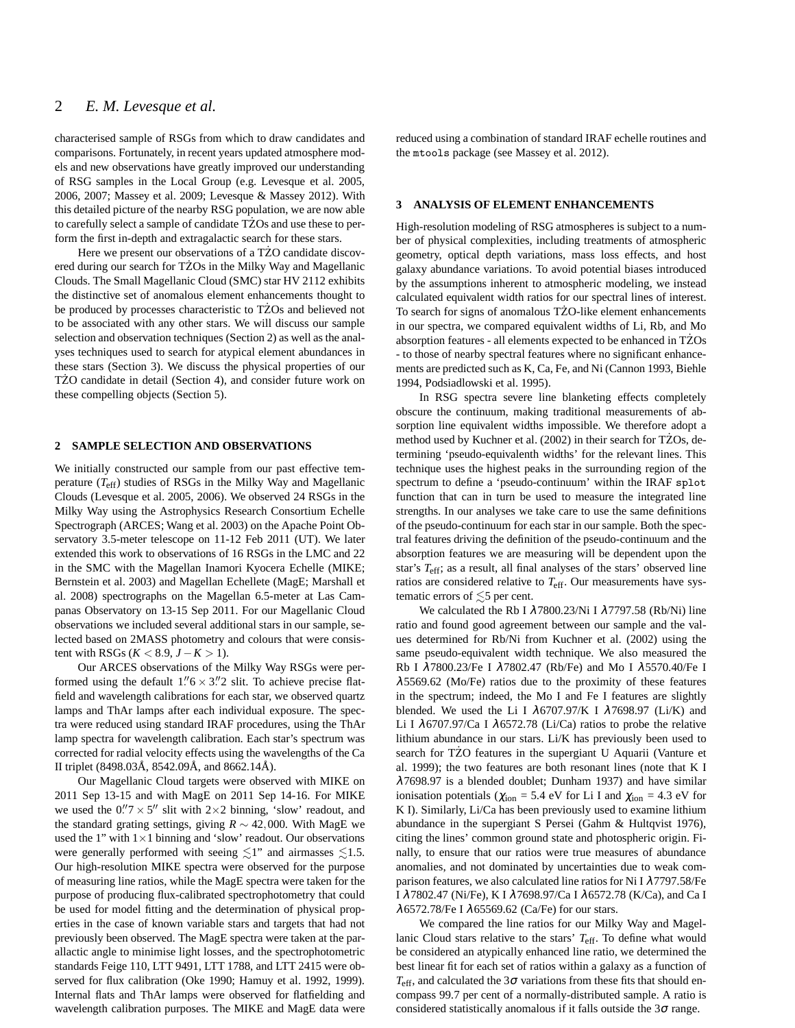characterised sample of RSGs from which to draw candidates and comparisons. Fortunately, in recent years updated atmosphere models and new observations have greatly improved our understanding of RSG samples in the Local Group (e.g. Levesque et al. 2005, 2006, 2007; Massey et al. 2009; Levesque & Massey 2012). With this detailed picture of the nearby RSG population, we are now able to carefully select a sample of candidate TŻOs and use these to perform the first in-depth and extragalactic search for these stars.

Here we present our observations of a TŻO candidate discovered during our search for TŻOs in the Milky Way and Magellanic Clouds. The Small Magellanic Cloud (SMC) star HV 2112 exhibits the distinctive set of anomalous element enhancements thought to be produced by processes characteristic to TŻOs and believed not to be associated with any other stars. We will discuss our sample selection and observation techniques (Section 2) as well as the analyses techniques used to search for atypical element abundances in these stars (Section 3). We discuss the physical properties of our TŻO candidate in detail (Section 4), and consider future work on these compelling objects (Section 5).

## 2 SAMPLE SELECTION AND OBSERVATIONS

We initially constructed our sample from our past effective temperature ($T_{\rm eff}$) studies of RSGs in the Milky Way and Magellanic Clouds (Levesque et al. 2005, 2006). We observed 24 RSGs in the Milky Way using the Astrophysics Research Consortium Echelle Spectrograph (ARCES; Wang et al. 2003) on the Apache Point Observatory 3.5-meter telescope on 11-12 Feb 2011 (UT). We later extended this work to observations of 16 RSGs in the LMC and 22 in the SMC with the Magellan Inamori Kyocera Echelle (MIKE; Bernstein et al. 2003) and Magellan Echellete (MagE; Marshall et al. 2008) spectrographs on the Magellan 6.5-meter at Las Campanas Observatory on 13-15 Sep 2011. For our Magellanic Cloud observations we included several additional stars in our sample, selected based on 2MASS photometry and colours that were consistent with RSGs ($K < 8.9$, $J-K > 1$).

Our ARCES observations of the Milky Way RSGs were performed using the default $1.''6 \times 3.''2$ slit. To achieve precise flatfield and wavelength calibrations for each star, we observed quartz lamps and ThAr lamps after each individual exposure. The spectra were reduced using standard IRAF procedures, using the ThAr lamp spectra for wavelength calibration. Each star's spectrum was corrected for radial velocity effects using the wavelengths of the Ca II triplet (8498.03Å, 8542.09Å, and 8662.14Å).

Our Magellanic Cloud targets were observed with MIKE on 2011 Sep 13-15 and with MagE on 2011 Sep 14-16. For MIKE we used the $0.''7 \times 5''$ slit with $2\times2$ binning, 'slow' readout, and the standard grating settings, giving $R \sim 42,000$. With MagE we used the 1" with $1\times1$ binning and 'slow' readout. Our observations were generally performed with seeing $\lesssim$1" and airmasses $\lesssim$1.5. Our high-resolution MIKE spectra were observed for the purpose of measuring line ratios, while the MagE spectra were taken for the purpose of producing flux-calibrated spectrophotometry that could be used for model fitting and the determination of physical properties in the case of known variable stars and targets that had not previously been observed. The MagE spectra were taken at the parallactic angle to minimise light losses, and the spectrophotometric standards Feige 110, LTT 9491, LTT 1788, and LTT 2415 were observed for flux calibration (Oke 1990; Hamuy et al. 1992, 1999). Internal flats and ThAr lamps were observed for flatfielding and wavelength calibration purposes. The MIKE and MagE data were reduced using a combination of standard IRAF echelle routines and the `mtools` package (see Massey et al. 2012).

## 3 ANALYSIS OF ELEMENT ENHANCEMENTS

High-resolution modeling of RSG atmospheres is subject to a number of physical complexities, including treatments of atmospheric geometry, optical depth variations, mass loss effects, and host galaxy abundance variations. To avoid potential biases introduced by the assumptions inherent to atmospheric modeling, we instead calculated equivalent width ratios for our spectral lines of interest. To search for signs of anomalous TŻO-like element enhancements in our spectra, we compared equivalent widths of Li, Rb, and Mo absorption features - all elements expected to be enhanced in TŻOs - to those of nearby spectral features where no significant enhancements are predicted such as K, Ca, Fe, and Ni (Cannon 1993, Biehle 1994, Podsiadlowski et al. 1995).

In RSG spectra severe line blanketing effects completely obscure the continuum, making traditional measurements of absorption line equivalent widths impossible. We therefore adopt a method used by Kuchner et al. (2002) in their search for TŻOs, determining 'pseudo-equivalenth widths' for the relevant lines. This technique uses the highest peaks in the surrounding region of the spectrum to define a 'pseudo-continuum' within the IRAF `splot` function that can in turn be used to measure the integrated line strengths. In our analyses we take care to use the same definitions of the pseudo-continuum for each star in our sample. Both the spectral features driving the definition of the pseudo-continuum and the absorption features we are measuring will be dependent upon the star's $T_{\rm eff}$; as a result, all final analyses of the stars' observed line ratios are considered relative to $T_{\rm eff}$. Our measurements have systematic errors of $\lesssim$5 per cent.

We calculated the Rb I $\lambda$7800.23/Ni I $\lambda$7797.58 (Rb/Ni) line ratio and found good agreement between our sample and the values determined for Rb/Ni from Kuchner et al. (2002) using the same pseudo-equivalent width technique. We also measured the Rb I $\lambda$7800.23/Fe I $\lambda$7802.47 (Rb/Fe) and Mo I $\lambda$5570.40/Fe I $\lambda$5569.62 (Mo/Fe) ratios due to the proximity of these features in the spectrum; indeed, the Mo I and Fe I features are slightly blended. We used the Li I $\lambda$6707.97/K I $\lambda$7698.97 (Li/K) and Li I $\lambda$6707.97/Ca I $\lambda$6572.78 (Li/Ca) ratios to probe the relative lithium abundance in our stars. Li/K has previously been used to search for TŻO features in the supergiant U Aquarii (Vanture et al. 1999); the two features are both resonant lines (note that K I $\lambda$7698.97 is a blended doublet; Dunham 1937) and have similar ionisation potentials ($\chi_{\rm ion}$ = 5.4 eV for Li I and $\chi_{\rm ion}$ = 4.3 eV for K I). Similarly, Li/Ca has been previously used to examine lithium abundance in the supergiant S Persei (Gahm & Hultqvist 1976), citing the lines' common ground state and photospheric origin. Finally, to ensure that our ratios were true measures of abundance anomalies, and not dominated by uncertainties due to weak comparison features, we also calculated line ratios for Ni I $\lambda$7797.58/Fe I $\lambda$7802.47 (Ni/Fe), K I $\lambda$7698.97/Ca I $\lambda$6572.78 (K/Ca), and Ca I $\lambda$6572.78/Fe I $\lambda$65569.62 (Ca/Fe) for our stars.

We compared the line ratios for our Milky Way and Magellanic Cloud stars relative to the stars' $T_{\rm eff}$. To define what would be considered an atypically enhanced line ratio, we determined the best linear fit for each set of ratios within a galaxy as a function of $T_{\rm eff}$, and calculated the 3$\sigma$ variations from these fits that should encompass 99.7 per cent of a normally-distributed sample. A ratio is considered statistically anomalous if it falls outside the 3$\sigma$ range.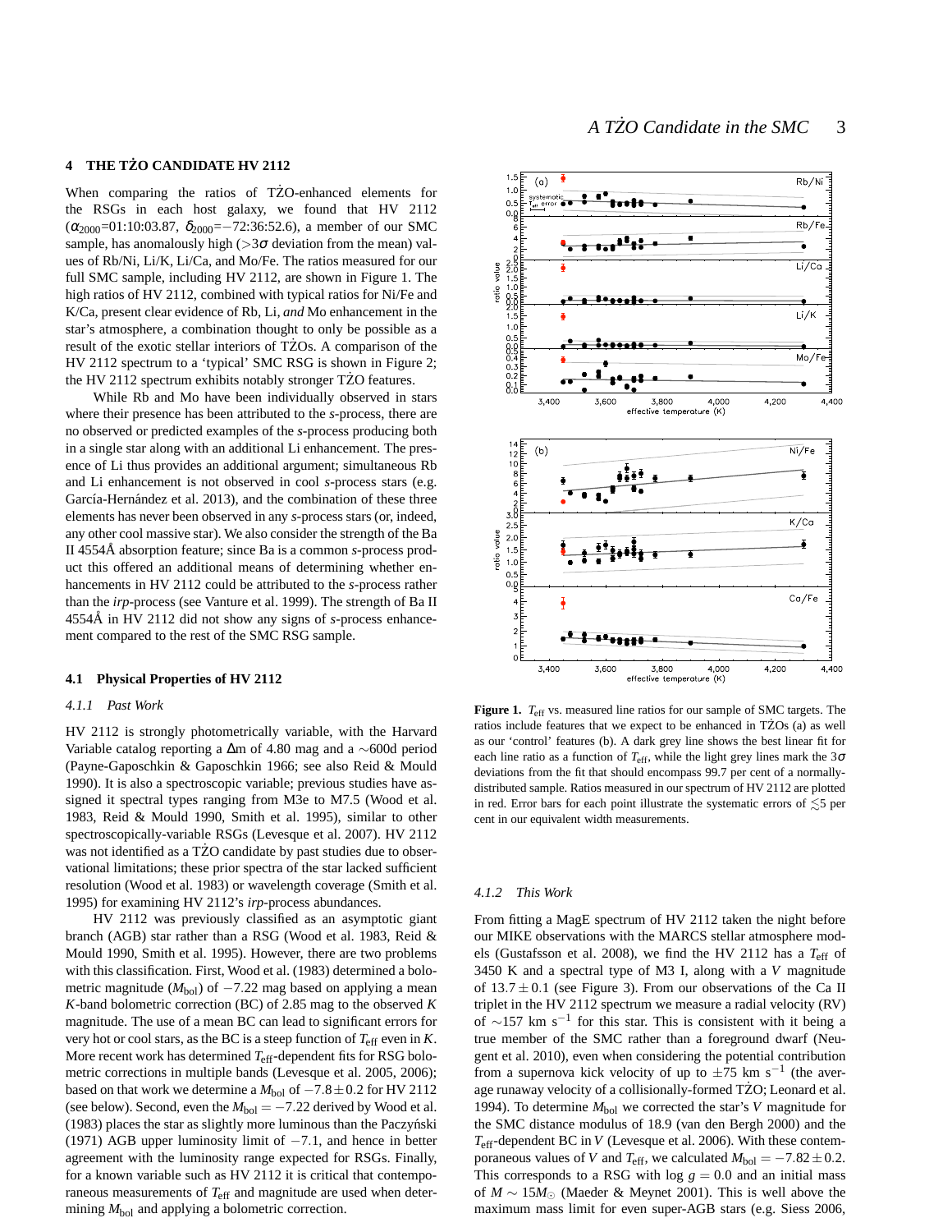## 4 THE TŻO CANDIDATE HV 2112

When comparing the ratios of TŻO-enhanced elements for the RSGs in each host galaxy, we found that HV 2112 ($\alpha_{2000}$=01:10:03.87, $\delta_{2000}$=−72:36:52.6), a member of our SMC sample, has anomalously high (>3$\sigma$ deviation from the mean) values of Rb/Ni, Li/K, Li/Ca, and Mo/Fe. The ratios measured for our full SMC sample, including HV 2112, are shown in Figure 1. The high ratios of HV 2112, combined with typical ratios for Ni/Fe and K/Ca, present clear evidence of Rb, Li, *and* Mo enhancement in the star's atmosphere, a combination thought to only be possible as a result of the exotic stellar interiors of TŻOs. A comparison of the HV 2112 spectrum to a 'typical' SMC RSG is shown in Figure 2; the HV 2112 spectrum exhibits notably stronger TŻO features.

While Rb and Mo have been individually observed in stars where their presence has been attributed to the *s*-process, there are no observed or predicted examples of the *s*-process producing both in a single star along with an additional Li enhancement. The presence of Li thus provides an additional argument; simultaneous Rb and Li enhancement is not observed in cool *s*-process stars (e.g. García-Hernández et al. 2013), and the combination of these three elements has never been observed in any *s*-process stars (or, indeed, any other cool massive star). We also consider the strength of the Ba II 4554Å absorption feature; since Ba is a common *s*-process product this offered an additional means of determining whether enhancements in HV 2112 could be attributed to the *s*-process rather than the *irp*-process (see Vanture et al. 1999). The strength of Ba II 4554Å in HV 2112 did not show any signs of *s*-process enhancement compared to the rest of the SMC RSG sample.

**Figure 1.** $T_{\rm eff}$ vs. measured line ratios for our sample of SMC targets. The ratios include features that we expect to be enhanced in TŻOs (a) as well as our 'control' features (b). A dark grey line shows the best linear fit for each line ratio as a function of $T_{\rm eff}$, while the light grey lines mark the 3$\sigma$ deviations from the fit that should encompass 99.7 per cent of a normally-distributed sample. Ratios measured in our spectrum of HV 2112 are plotted in red. Error bars for each point illustrate the systematic errors of $\lesssim$5 per cent in our equivalent width measurements.

### 4.1 Physical Properties of HV 2112

#### 4.1.1 *Past Work*

HV 2112 is strongly photometrically variable, with the Harvard Variable catalog reporting a $\Delta$m of 4.80 mag and a ~600d period (Payne-Gaposchkin & Gaposchkin 1966; see also Reid & Mould 1990). It is also a spectroscopic variable; previous studies have assigned it spectral types ranging from M3e to M7.5 (Wood et al. 1983, Reid & Mould 1990, Smith et al. 1995), similar to other spectroscopically-variable RSGs (Levesque et al. 2007). HV 2112 was not identified as a TŻO candidate by past studies due to observational limitations; these prior spectra of the star lacked sufficient resolution (Wood et al. 1983) or wavelength coverage (Smith et al. 1995) for examining HV 2112's *irp*-process abundances.

HV 2112 was previously classified as an asymptotic giant branch (AGB) star rather than a RSG (Wood et al. 1983, Reid & Mould 1990, Smith et al. 1995). However, there are two problems with this classification. First, Wood et al. (1983) determined a bolometric magnitude ($M_{\rm bol}$) of −7.22 mag based on applying a mean $K$-band bolometric correction (BC) of 2.85 mag to the observed $K$ magnitude. The use of a mean BC can lead to significant errors for very hot or cool stars, as the BC is a steep function of $T_{\rm eff}$ even in $K$. More recent work has determined $T_{\rm eff}$-dependent fits for RSG bolometric corrections in multiple bands (Levesque et al. 2005, 2006); based on that work we determine a $M_{\rm bol}$ of $-7.8\pm0.2$ for HV 2112 (see below). Second, even the $M_{\rm bol} = -7.22$ derived by Wood et al. (1983) places the star as slightly more luminous than the Paczyński (1971) AGB upper luminosity limit of −7.1, and hence in better agreement with the luminosity range expected for RSGs. Finally, for a known variable such as HV 2112 it is critical that contemporaneous measurements of $T_{\rm eff}$ and magnitude are used when determining $M_{\rm bol}$ and applying a bolometric correction.

#### 4.1.2 *This Work*

From fitting a MagE spectrum of HV 2112 taken the night before our MIKE observations with the MARCS stellar atmosphere models (Gustafsson et al. 2008), we find the HV 2112 has a $T_{\rm eff}$ of 3450 K and a spectral type of M3 I, along with a $V$ magnitude of $13.7\pm0.1$ (see Figure 3). From our observations of the Ca II triplet in the HV 2112 spectrum we measure a radial velocity (RV) of ~157 km s$^{-1}$ for this star. This is consistent with it being a true member of the SMC rather than a foreground dwarf (Neugent et al. 2010), even when considering the potential contribution from a supernova kick velocity of up to ±75 km s$^{-1}$ (the average runaway velocity of a collisionally-formed TŻO; Leonard et al. 1994). To determine $M_{\rm bol}$ we corrected the star's $V$ magnitude for the SMC distance modulus of 18.9 (van den Bergh 2000) and the $T_{\rm eff}$-dependent BC in $V$ (Levesque et al. 2006). With these contemporaneous values of $V$ and $T_{\rm eff}$, we calculated $M_{\rm bol} = -7.82\pm0.2$. This corresponds to a RSG with log $g$ = 0.0 and an initial mass of $M \sim 15M_{\odot}$ (Maeder & Meynet 2001). This is well above the maximum mass limit for even super-AGB stars (e.g. Siess 2006,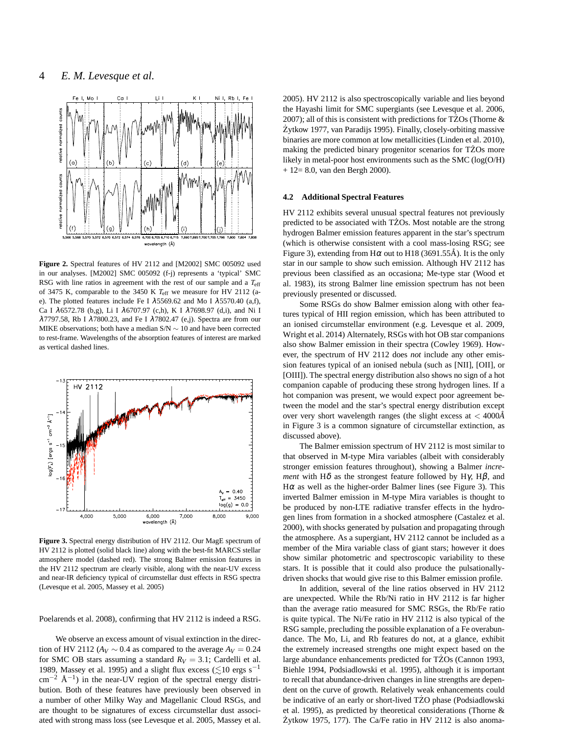**Figure 2.** Spectral features of HV 2112 and [M2002] SMC 005092 used in our analyses. [M2002] SMC 005092 (f-j) represents a 'typical' SMC RSG with line ratios in agreement with the rest of our sample and a $T_{\rm eff}$ of 3475 K, comparable to the 3450 K $T_{\rm eff}$ we measure for HV 2112 (a-e). The plotted features include Fe I $\lambda$5569.62 and Mo I $\lambda$5570.40 (a,f), Ca I $\lambda$6572.78 (b,g), Li I $\lambda$6707.97 (c,h), K I $\lambda$7698.97 (d,i), and Ni I $\lambda$7797.58, Rb I $\lambda$7800.23, and Fe I $\lambda$7802.47 (e,j). Spectra are from our MIKE observations; both have a median S/N $\sim$ 10 and have been corrected to rest-frame. Wavelengths of the absorption features of interest are marked as vertical dashed lines.

**Figure 3.** Spectral energy distribution of HV 2112. Our MagE spectrum of HV 2112 is plotted (solid black line) along with the best-fit MARCS stellar atmosphere model (dashed red). The strong Balmer emission features in the HV 2112 spectrum are clearly visible, along with the near-UV excess and near-IR deficiency typical of circumstellar dust effects in RSG spectra (Levesque et al. 2005, Massey et al. 2005)

Poelarends et al. 2008), confirming that HV 2112 is indeed a RSG.

We observe an excess amount of visual extinction in the direction of HV 2112 ($A_V \sim 0.4$ as compared to the average $A_V = 0.24$ for SMC OB stars assuming a standard $R_V = 3.1$; Cardelli et al. 1989, Massey et al. 1995) and a slight flux excess ($\lesssim$10 ergs s$^{-1}$ cm$^{-2}$ Å$^{-1}$) in the near-UV region of the spectral energy distribution. Both of these features have previously been observed in a number of other Milky Way and Magellanic Cloud RSGs, and are thought to be signatures of excess circumstellar dust associated with strong mass loss (see Levesque et al. 2005, Massey et al. 2005). HV 2112 is also spectroscopically variable and lies beyond the Hayashi limit for SMC supergiants (see Levesque et al. 2006, 2007); all of this is consistent with predictions for TŻOs (Thorne & Żytkow 1977, van Paradijs 1995). Finally, closely-orbiting massive binaries are more common at low metallicities (Linden et al. 2010), making the predicted binary progenitor scenarios for TŻOs more likely in metal-poor host environments such as the SMC (log(O/H) + 12= 8.0, van den Bergh 2000).

### 4.2 Additional Spectral Features

HV 2112 exhibits several unusual spectral features not previously predicted to be associated with TŻOs. Most notable are the strong hydrogen Balmer emission features apparent in the star's spectrum (which is otherwise consistent with a cool mass-losing RSG; see Figure 3), extending from H$\alpha$ out to H18 (3691.55Å). It is the only star in our sample to show such emission. Although HV 2112 has previous been classified as an occasiona; Me-type star (Wood et al. 1983), its strong Balmer line emission spectrum has not been previously presented or discussed.

Some RSGs do show Balmer emission along with other features typical of HII region emission, which has been attributed to an ionised circumstellar environment (e.g. Levesque et al. 2009, Wright et al. 2014) Alternately, RSGs with hot OB star companions also show Balmer emission in their spectra (Cowley 1969). However, the spectrum of HV 2112 does *not* include any other emission features typical of an ionised nebula (such as [NII], [OII], or [OIII]). The spectral energy distribution also shows no sign of a hot companion capable of producing these strong hydrogen lines. If a hot companion was present, we would expect poor agreement between the model and the star's spectral energy distribution except over very short wavelength ranges (the slight excess at $< 4000$Å in Figure 3 is a common signature of circumstellar extinction, as discussed above).

The Balmer emission spectrum of HV 2112 is most similar to that observed in M-type Mira variables (albeit with considerably stronger emission features throughout), showing a Balmer *increment* with H$\delta$ as the strongest feature followed by H$\gamma$, H$\beta$, and H$\alpha$ as well as the higher-order Balmer lines (see Figure 3). This inverted Balmer emission in M-type Mira variables is thought to be produced by non-LTE radiative transfer effects in the hydrogen lines from formation in a shocked atmosphere (Castalez et al. 2000), with shocks generated by pulsation and propagating through the atmosphere. As a supergiant, HV 2112 cannot be included as a member of the Mira variable class of giant stars; however it does show similar photometric and spectroscopic variability to these stars. It is possible that it could also produce the pulsationally-driven shocks that would give rise to this Balmer emission profile.

In addition, several of the line ratios observed in HV 2112 are unexpected. While the Rb/Ni ratio in HV 2112 is far higher than the average ratio measured for SMC RSGs, the Rb/Fe ratio is quite typical. The Ni/Fe ratio in HV 2112 is also typical of the RSG sample, precluding the possible explanation of a Fe overabundance. The Mo, Li, and Rb features do not, at a glance, exhibit the extremely increased strengths one might expect based on the large abundance enhancements predicted for TŻOs (Cannon 1993, Biehle 1994, Podsiadlowski et al. 1995), although it is important to recall that abundance-driven changes in line strengths are dependent on the curve of growth. Relatively weak enhancements could be indicative of an early or short-lived TŻO phase (Podsiadlowski et al. 1995), as predicted by theoretical considerations (Thorne & Żytkow 1975, 177). The Ca/Fe ratio in HV 2112 is also anoma-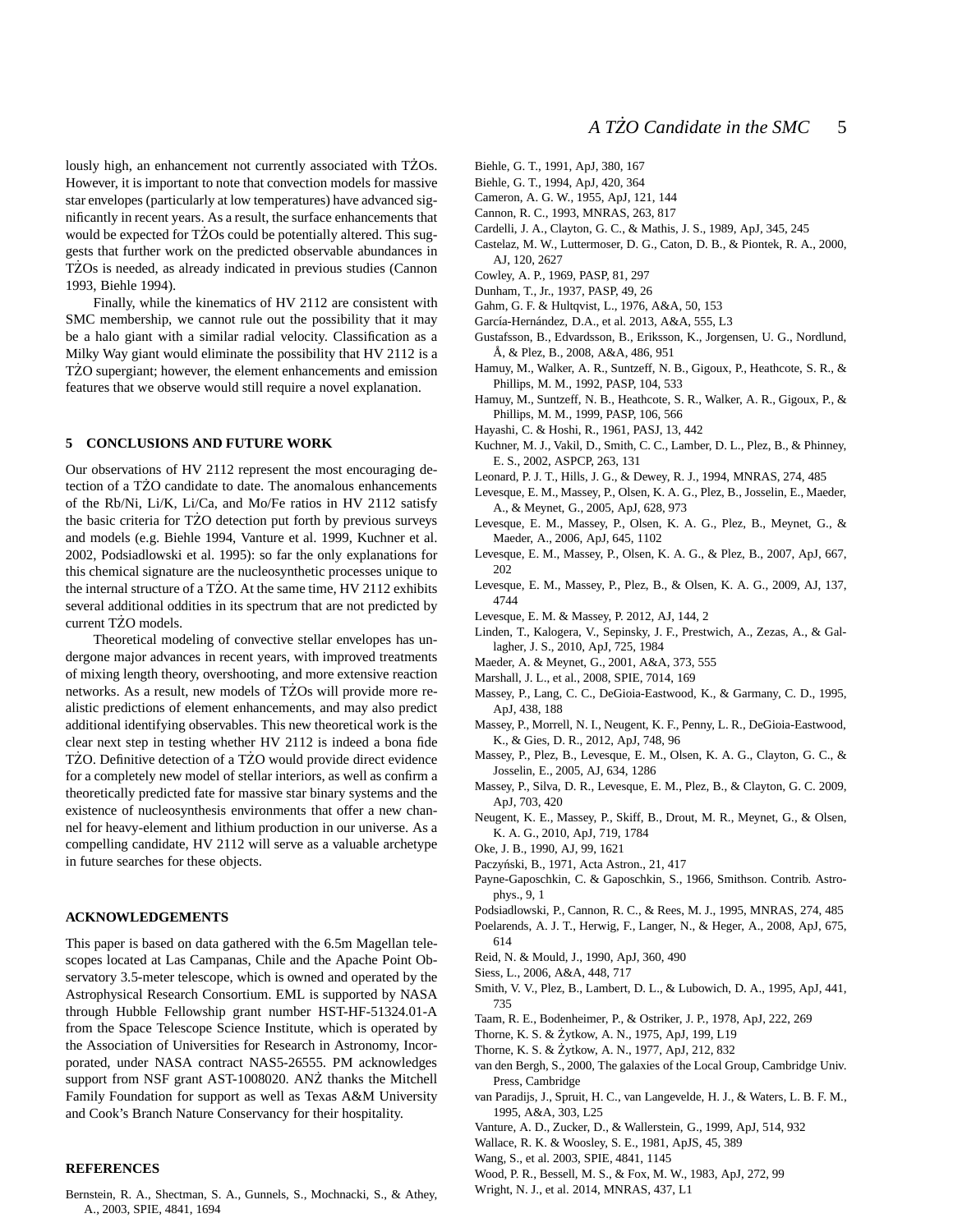lously high, an enhancement not currently associated with TŻOs. However, it is important to note that convection models for massive star envelopes (particularly at low temperatures) have advanced significantly in recent years. As a result, the surface enhancements that would be expected for TŻOs could be potentially altered. This suggests that further work on the predicted observable abundances in TŻOs is needed, as already indicated in previous studies (Cannon 1993, Biehle 1994).

Finally, while the kinematics of HV 2112 are consistent with SMC membership, we cannot rule out the possibility that it may be a halo giant with a similar radial velocity. Classification as a Milky Way giant would eliminate the possibility that HV 2112 is a TŻO supergiant; however, the element enhancements and emission features that we observe would still require a novel explanation.

## 5 CONCLUSIONS AND FUTURE WORK

Our observations of HV 2112 represent the most encouraging detection of a TŻO candidate to date. The anomalous enhancements of the Rb/Ni, Li/K, Li/Ca, and Mo/Fe ratios in HV 2112 satisfy the basic criteria for TŻO detection put forth by previous surveys and models (e.g. Biehle 1994, Vanture et al. 1999, Kuchner et al. 2002, Podsiadlowski et al. 1995): so far the only explanations for this chemical signature are the nucleosynthetic processes unique to the internal structure of a TŻO. At the same time, HV 2112 exhibits several additional oddities in its spectrum that are not predicted by current TŻO models.

Theoretical modeling of convective stellar envelopes has undergone major advances in recent years, with improved treatments of mixing length theory, overshooting, and more extensive reaction networks. As a result, new models of TŻOs will provide more realistic predictions of element enhancements, and may also predict additional identifying observables. This new theoretical work is the clear next step in testing whether HV 2112 is indeed a bona fide TŻO. Definitive detection of a TŻO would provide direct evidence for a completely new model of stellar interiors, as well as confirm a theoretically predicted fate for massive star binary systems and the existence of nucleosynthesis environments that offer a new channel for heavy-element and lithium production in our universe. As a compelling candidate, HV 2112 will serve as a valuable archetype in future searches for these objects.

## ACKNOWLEDGEMENTS

This paper is based on data gathered with the 6.5m Magellan telescopes located at Las Campanas, Chile and the Apache Point Observatory 3.5-meter telescope, which is owned and operated by the Astrophysical Research Consortium. EML is supported by NASA through Hubble Fellowship grant number HST-HF-51324.01-A from the Space Telescope Science Institute, which is operated by the Association of Universities for Research in Astronomy, Incorporated, under NASA contract NAS5-26555. PM acknowledges support from NSF grant AST-1008020. ANŻ thanks the Mitchell Family Foundation for support as well as Texas A&M University and Cook's Branch Nature Conservancy for their hospitality.

## REFERENCES

Bernstein, R. A., Shectman, S. A., Gunnels, S., Mochnacki, S., & Athey, A., 2003, SPIE, 4841, 1694

Biehle, G. T., 1991, ApJ, 380, 167

Biehle, G. T., 1994, ApJ, 420, 364

Cameron, A. G. W., 1955, ApJ, 121, 144

Cannon, R. C., 1993, MNRAS, 263, 817

Cardelli, J. A., Clayton, G. C., & Mathis, J. S., 1989, ApJ, 345, 245

Castelaz, M. W., Luttermoser, D. G., Caton, D. B., & Piontek, R. A., 2000, AJ, 120, 2627

Cowley, A. P., 1969, PASP, 81, 297

Dunham, T., Jr., 1937, PASP, 49, 26

Gahm, G. F. & Hultqvist, L., 1976, A&A, 50, 153

García-Hernández, D.A., et al. 2013, A&A, 555, L3

Gustafsson, B., Edvardsson, B., Eriksson, K., Jorgensen, U. G., Nordlund, Å, & Plez, B., 2008, A&A, 486, 951

Hamuy, M., Walker, A. R., Suntzeff, N. B., Gigoux, P., Heathcote, S. R., & Phillips, M. M., 1992, PASP, 104, 533

Hamuy, M., Suntzeff, N. B., Heathcote, S. R., Walker, A. R., Gigoux, P., & Phillips, M. M., 1999, PASP, 106, 566

Hayashi, C. & Hoshi, R., 1961, PASJ, 13, 442

Kuchner, M. J., Vakil, D., Smith, C. C., Lamber, D. L., Plez, B., & Phinney, E. S., 2002, ASPCP, 263, 131

Leonard, P. J. T., Hills, J. G., & Dewey, R. J., 1994, MNRAS, 274, 485

Levesque, E. M., Massey, P., Olsen, K. A. G., Plez, B., Josselin, E., Maeder, A., & Meynet, G., 2005, ApJ, 628, 973

Levesque, E. M., Massey, P., Olsen, K. A. G., Plez, B., Meynet, G., & Maeder, A., 2006, ApJ, 645, 1102

Levesque, E. M., Massey, P., Olsen, K. A. G., & Plez, B., 2007, ApJ, 667, 202

Levesque, E. M., Massey, P., Plez, B., & Olsen, K. A. G., 2009, AJ, 137, 4744

Levesque, E. M. & Massey, P. 2012, AJ, 144, 2

Linden, T., Kalogera, V., Sepinsky, J. F., Prestwich, A., Zezas, A., & Gallagher, J. S., 2010, ApJ, 725, 1984

Maeder, A. & Meynet, G., 2001, A&A, 373, 555

Marshall, J. L., et al., 2008, SPIE, 7014, 169

Massey, P., Lang, C. C., DeGioia-Eastwood, K., & Garmany, C. D., 1995, ApJ, 438, 188

Massey, P., Morrell, N. I., Neugent, K. F., Penny, L. R., DeGioia-Eastwood, K., & Gies, D. R., 2012, ApJ, 748, 96

Massey, P., Plez, B., Levesque, E. M., Olsen, K. A. G., Clayton, G. C., & Josselin, E., 2005, AJ, 634, 1286

Massey, P., Silva, D. R., Levesque, E. M., Plez, B., & Clayton, G. C. 2009, ApJ, 703, 420

Neugent, K. E., Massey, P., Skiff, B., Drout, M. R., Meynet, G., & Olsen, K. A. G., 2010, ApJ, 719, 1784

Oke, J. B., 1990, AJ, 99, 1621

Paczyński, B., 1971, Acta Astron., 21, 417

Payne-Gaposchkin, C. & Gaposchkin, S., 1966, Smithson. Contrib. Astrophys., 9, 1

Podsiadlowski, P., Cannon, R. C., & Rees, M. J., 1995, MNRAS, 274, 485

Poelarends, A. J. T., Herwig, F., Langer, N., & Heger, A., 2008, ApJ, 675, 614

Reid, N. & Mould, J., 1990, ApJ, 360, 490

Siess, L., 2006, A&A, 448, 717

Smith, V. V., Plez, B., Lambert, D. L., & Lubowich, D. A., 1995, ApJ, 441, 735

Taam, R. E., Bodenheimer, P., & Ostriker, J. P., 1978, ApJ, 222, 269

Thorne, K. S. & Żytkow, A. N., 1975, ApJ, 199, L19

Thorne, K. S. & Żytkow, A. N., 1977, ApJ, 212, 832

van den Bergh, S., 2000, The galaxies of the Local Group, Cambridge Univ. Press, Cambridge

van Paradijs, J., Spruit, H. C., van Langevelde, H. J., & Waters, L. B. F. M., 1995, A&A, 303, L25

Vanture, A. D., Zucker, D., & Wallerstein, G., 1999, ApJ, 514, 932

Wallace, R. K. & Woosley, S. E., 1981, ApJS, 45, 389

Wang, S., et al. 2003, SPIE, 4841, 1145

Wood, P. R., Bessell, M. S., & Fox, M. W., 1983, ApJ, 272, 99

Wright, N. J., et al. 2014, MNRAS, 437, L1